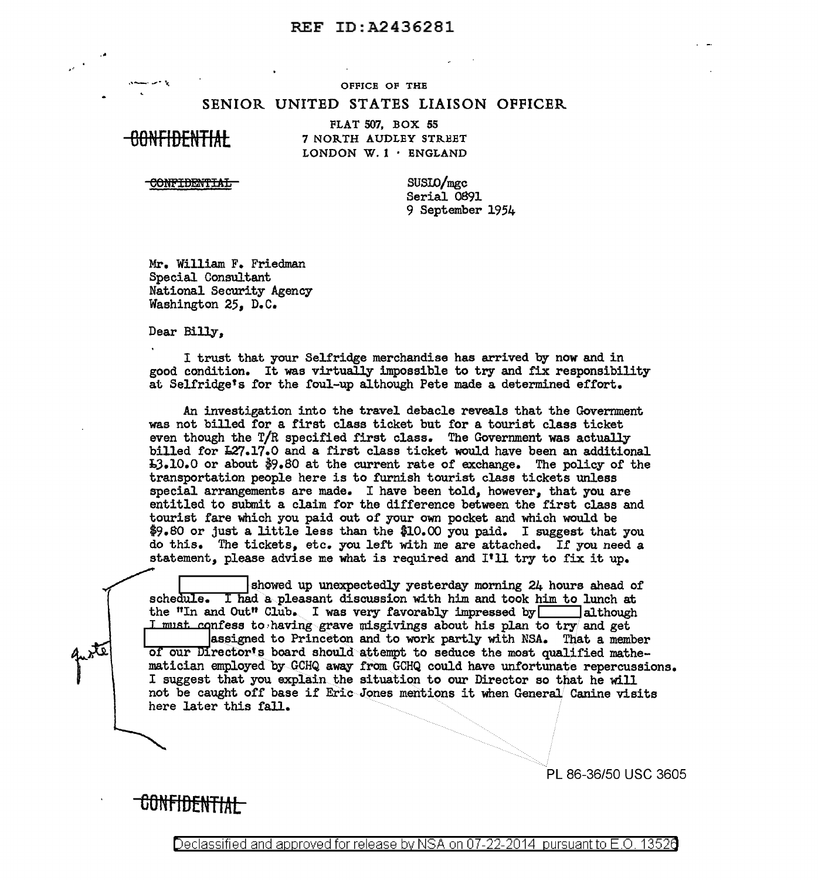REF ID:A2436281

OFFICE OF THE

SENIOR UNITED STATES LIAISON OFFICER

~~CONFIDENTIAL~~

FLAT 507, BOX 55
7 NORTH AUDLEY STREET
LONDON W. 1 · ENGLAND

~~CONFIDENTIAL~~

SUSLO/mgc
Serial 0891
9 September 1954

Mr. William F. Friedman
Special Consultant
National Security Agency
Washington 25, D.C.

Dear Billy,

I trust that your Selfridge merchandise has arrived by now and in good condition. It was virtually impossible to try and fix responsibility at Selfridge's for the foul-up although Pete made a determined effort.

An investigation into the travel debacle reveals that the Government was not billed for a first class ticket but for a tourist class ticket even though the T/R specified first class. The Government was actually billed for £27.17.0 and a first class ticket would have been an additional £3.10.0 or about $9.80 at the current rate of exchange. The policy of the transportation people here is to furnish tourist class tickets unless special arrangements are made. I have been told, however, that you are entitled to submit a claim for the difference between the first class and tourist fare which you paid out of your own pocket and which would be $9.80 or just a little less than the $10.00 you paid. I suggest that you do this. The tickets, etc. you left with me are attached. If you need a statement, please advise me what is required and I'll try to fix it up.

[ ] showed up unexpectedly yesterday morning 24 hours ahead of schedule. I had a pleasant discussion with him and took him to lunch at the "In and Out" Club. I was very favorably impressed by [ ] although I must confess to having grave misgivings about his plan to try and get [ ] assigned to Princeton and to work partly with NSA. That a member of our Director's board should attempt to seduce the most qualified mathematician employed by GCHQ away from GCHQ could have unfortunate repercussions. I suggest that you explain the situation to our Director so that he will not be caught off base if Eric Jones mentions it when General Canine visits here later this fall.

quote

PL 86-36/50 USC 3605

~~CONFIDENTIAL~~

Declassified and approved for release by NSA on 07-22-2014 pursuant to E.O. 13526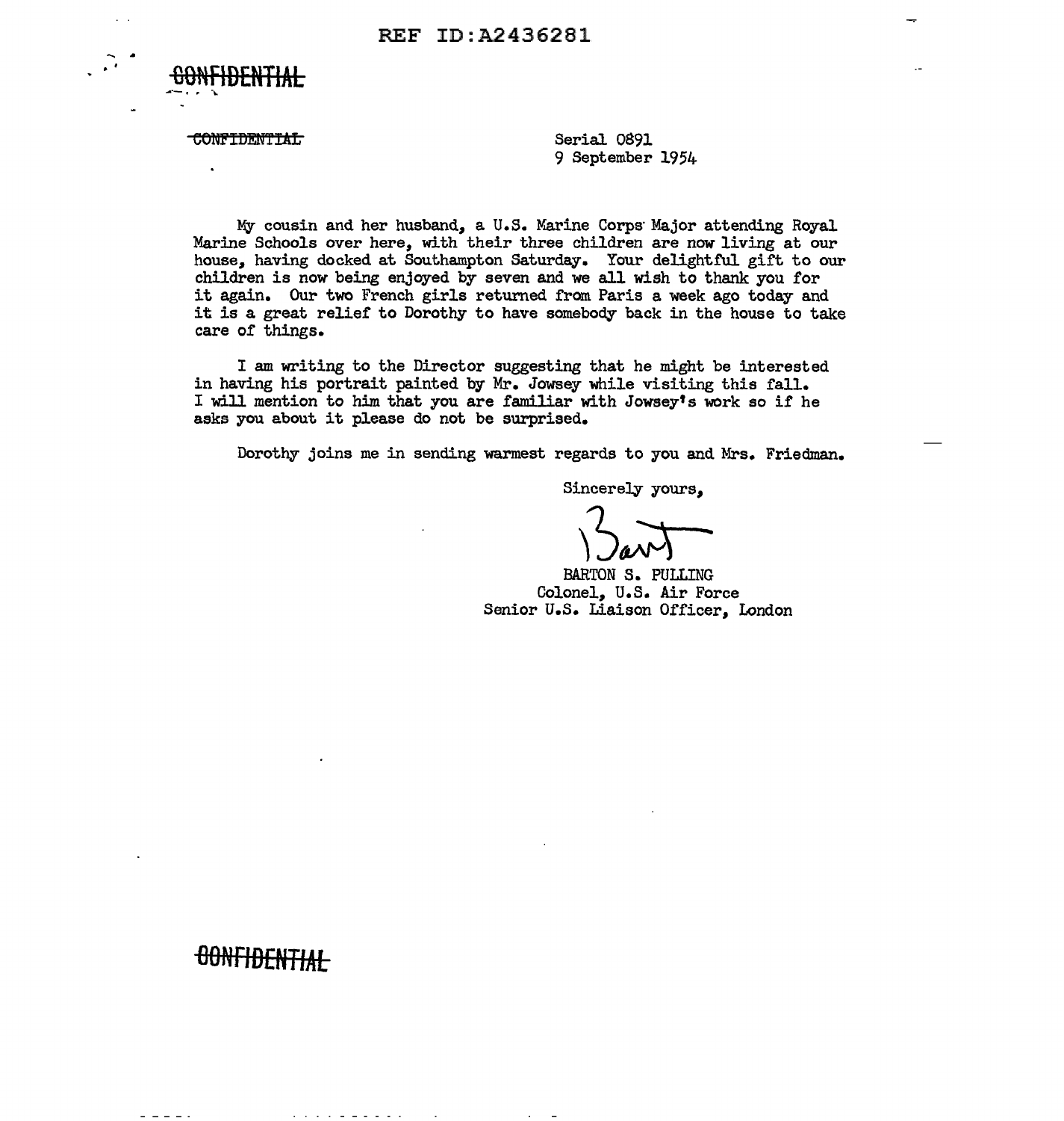REF ID:A2436281

~~CONFIDENTIAL~~

~~CONFIDENTIAL~~

Serial 0891
9 September 1954

My cousin and her husband, a U.S. Marine Corps Major attending Royal Marine Schools over here, with their three children are now living at our house, having docked at Southampton Saturday. Your delightful gift to our children is now being enjoyed by seven and we all wish to thank you for it again. Our two French girls returned from Paris a week ago today and it is a great relief to Dorothy to have somebody back in the house to take care of things.

I am writing to the Director suggesting that he might be interested in having his portrait painted by Mr. Jowsey while visiting this fall. I will mention to him that you are familiar with Jowsey's work so if he asks you about it please do not be surprised.

Dorothy joins me in sending warmest regards to you and Mrs. Friedman.

Sincerely yours,

Bart

BARTON S. PULLING
Colonel, U.S. Air Force
Senior U.S. Liaison Officer, London

~~CONFIDENTIAL~~